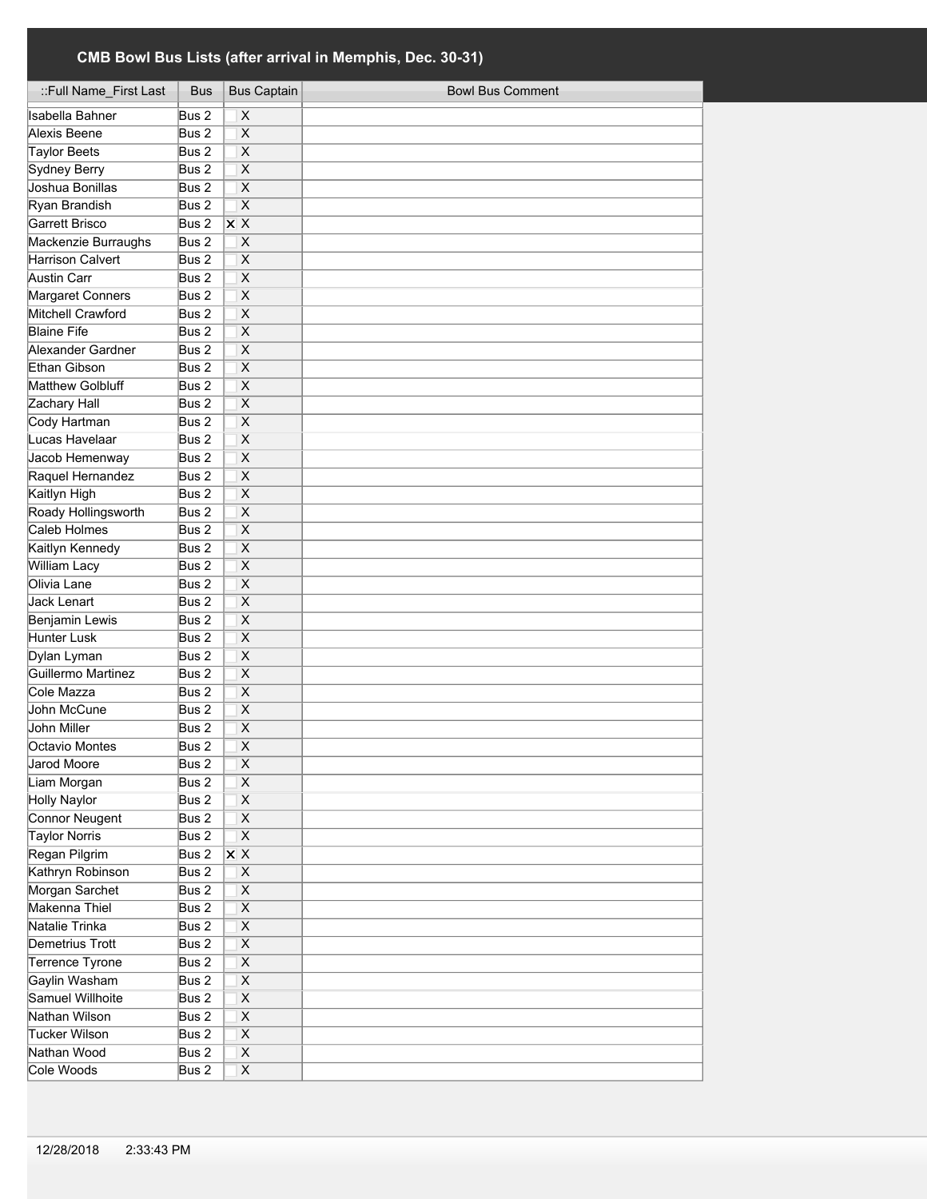## CMB Bowl Bus Lists (after arrival in Memphis, Dec. 30-31)

| ::Full Name_First Last | Bus | Bus Captain | Bowl Bus Comment |
|---|---|---|---|
| Isabella Bahner | Bus 2 | X | |
| Alexis Beene | Bus 2 | X | |
| Taylor Beets | Bus 2 | X | |
| Sydney Berry | Bus 2 | X | |
| Joshua Bonillas | Bus 2 | X | |
| Ryan Brandish | Bus 2 | X | |
| Garrett Brisco | Bus 2 | ☒ X | |
| Mackenzie Burraughs | Bus 2 | X | |
| Harrison Calvert | Bus 2 | X | |
| Austin Carr | Bus 2 | X | |
| Margaret Conners | Bus 2 | X | |
| Mitchell Crawford | Bus 2 | X | |
| Blaine Fife | Bus 2 | X | |
| Alexander Gardner | Bus 2 | X | |
| Ethan Gibson | Bus 2 | X | |
| Matthew Golbluff | Bus 2 | X | |
| Zachary Hall | Bus 2 | X | |
| Cody Hartman | Bus 2 | X | |
| Lucas Havelaar | Bus 2 | X | |
| Jacob Hemenway | Bus 2 | X | |
| Raquel Hernandez | Bus 2 | X | |
| Kaitlyn High | Bus 2 | X | |
| Roady Hollingsworth | Bus 2 | X | |
| Caleb Holmes | Bus 2 | X | |
| Kaitlyn Kennedy | Bus 2 | X | |
| William Lacy | Bus 2 | X | |
| Olivia Lane | Bus 2 | X | |
| Jack Lenart | Bus 2 | X | |
| Benjamin Lewis | Bus 2 | X | |
| Hunter Lusk | Bus 2 | X | |
| Dylan Lyman | Bus 2 | X | |
| Guillermo Martinez | Bus 2 | X | |
| Cole Mazza | Bus 2 | X | |
| John McCune | Bus 2 | X | |
| John Miller | Bus 2 | X | |
| Octavio Montes | Bus 2 | X | |
| Jarod Moore | Bus 2 | X | |
| Liam Morgan | Bus 2 | X | |
| Holly Naylor | Bus 2 | X | |
| Connor Neugent | Bus 2 | X | |
| Taylor Norris | Bus 2 | X | |
| Regan Pilgrim | Bus 2 | ☒ X | |
| Kathryn Robinson | Bus 2 | X | |
| Morgan Sarchet | Bus 2 | X | |
| Makenna Thiel | Bus 2 | X | |
| Natalie Trinka | Bus 2 | X | |
| Demetrius Trott | Bus 2 | X | |
| Terrence Tyrone | Bus 2 | X | |
| Gaylin Washam | Bus 2 | X | |
| Samuel Willhoite | Bus 2 | X | |
| Nathan Wilson | Bus 2 | X | |
| Tucker Wilson | Bus 2 | X | |
| Nathan Wood | Bus 2 | X | |
| Cole Woods | Bus 2 | X | |

12/28/2018 2:33:43 PM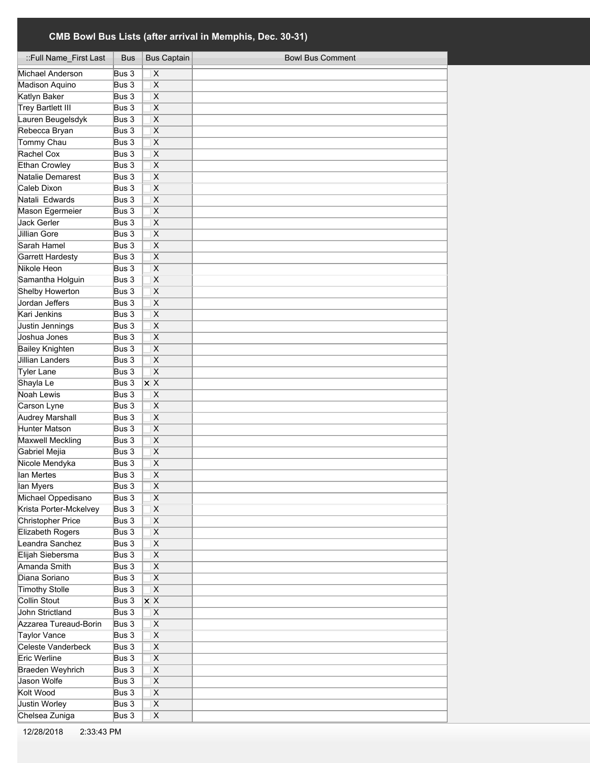# CMB Bowl Bus Lists (after arrival in Memphis, Dec. 30-31)

| ::Full Name_First Last | Bus | Bus Captain | Bowl Bus Comment |
|---|---|---|---|
| Michael Anderson | Bus 3 | X | |
| Madison Aquino | Bus 3 | X | |
| Katlyn Baker | Bus 3 | X | |
| Trey Bartlett III | Bus 3 | X | |
| Lauren Beugelsdyk | Bus 3 | X | |
| Rebecca Bryan | Bus 3 | X | |
| Tommy Chau | Bus 3 | X | |
| Rachel Cox | Bus 3 | X | |
| Ethan Crowley | Bus 3 | X | |
| Natalie Demarest | Bus 3 | X | |
| Caleb Dixon | Bus 3 | X | |
| Natali Edwards | Bus 3 | X | |
| Mason Egermeier | Bus 3 | X | |
| Jack Gerler | Bus 3 | X | |
| Jillian Gore | Bus 3 | X | |
| Sarah Hamel | Bus 3 | X | |
| Garrett Hardesty | Bus 3 | X | |
| Nikole Heon | Bus 3 | X | |
| Samantha Holguin | Bus 3 | X | |
| Shelby Howerton | Bus 3 | X | |
| Jordan Jeffers | Bus 3 | X | |
| Kari Jenkins | Bus 3 | X | |
| Justin Jennings | Bus 3 | X | |
| Joshua Jones | Bus 3 | X | |
| Bailey Knighten | Bus 3 | X | |
| Jillian Landers | Bus 3 | X | |
| Tyler Lane | Bus 3 | X | |
| Shayla Le | Bus 3 | ☒ X | |
| Noah Lewis | Bus 3 | X | |
| Carson Lyne | Bus 3 | X | |
| Audrey Marshall | Bus 3 | X | |
| Hunter Matson | Bus 3 | X | |
| Maxwell Meckling | Bus 3 | X | |
| Gabriel Mejia | Bus 3 | X | |
| Nicole Mendyka | Bus 3 | X | |
| Ian Mertes | Bus 3 | X | |
| Ian Myers | Bus 3 | X | |
| Michael Oppedisano | Bus 3 | X | |
| Krista Porter-Mckelvey | Bus 3 | X | |
| Christopher Price | Bus 3 | X | |
| Elizabeth Rogers | Bus 3 | X | |
| Leandra Sanchez | Bus 3 | X | |
| Elijah Siebersma | Bus 3 | X | |
| Amanda Smith | Bus 3 | X | |
| Diana Soriano | Bus 3 | X | |
| Timothy Stolle | Bus 3 | X | |
| Collin Stout | Bus 3 | ☒ X | |
| John Strictland | Bus 3 | X | |
| Azzarea Tureaud-Borin | Bus 3 | X | |
| Taylor Vance | Bus 3 | X | |
| Celeste Vanderbeck | Bus 3 | X | |
| Eric Werline | Bus 3 | X | |
| Braeden Weyhrich | Bus 3 | X | |
| Jason Wolfe | Bus 3 | X | |
| Kolt Wood | Bus 3 | X | |
| Justin Worley | Bus 3 | X | |
| Chelsea Zuniga | Bus 3 | X | |

12/28/2018 2:33:43 PM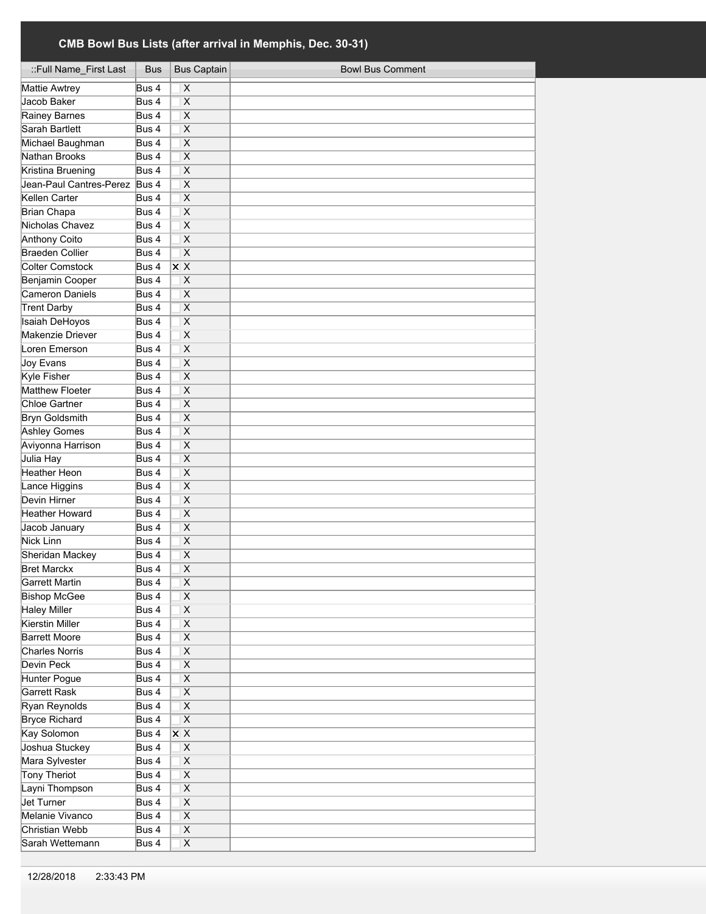## CMB Bowl Bus Lists (after arrival in Memphis, Dec. 30-31)

| ::Full Name_First Last | Bus | Bus Captain | Bowl Bus Comment |
|---|---|---|---|
| Mattie Awtrey | Bus 4 | X | |
| Jacob Baker | Bus 4 | X | |
| Rainey Barnes | Bus 4 | X | |
| Sarah Bartlett | Bus 4 | X | |
| Michael Baughman | Bus 4 | X | |
| Nathan Brooks | Bus 4 | X | |
| Kristina Bruening | Bus 4 | X | |
| Jean-Paul Cantres-Perez | Bus 4 | X | |
| Kellen Carter | Bus 4 | X | |
| Brian Chapa | Bus 4 | X | |
| Nicholas Chavez | Bus 4 | X | |
| Anthony Coito | Bus 4 | X | |
| Braeden Collier | Bus 4 | X | |
| Colter Comstock | Bus 4 | ✕ X | |
| Benjamin Cooper | Bus 4 | X | |
| Cameron Daniels | Bus 4 | X | |
| Trent Darby | Bus 4 | X | |
| Isaiah DeHoyos | Bus 4 | X | |
| Makenzie Driever | Bus 4 | X | |
| Loren Emerson | Bus 4 | X | |
| Joy Evans | Bus 4 | X | |
| Kyle Fisher | Bus 4 | X | |
| Matthew Floeter | Bus 4 | X | |
| Chloe Gartner | Bus 4 | X | |
| Bryn Goldsmith | Bus 4 | X | |
| Ashley Gomes | Bus 4 | X | |
| Aviyonna Harrison | Bus 4 | X | |
| Julia Hay | Bus 4 | X | |
| Heather Heon | Bus 4 | X | |
| Lance Higgins | Bus 4 | X | |
| Devin Hirner | Bus 4 | X | |
| Heather Howard | Bus 4 | X | |
| Jacob January | Bus 4 | X | |
| Nick Linn | Bus 4 | X | |
| Sheridan Mackey | Bus 4 | X | |
| Bret Marckx | Bus 4 | X | |
| Garrett Martin | Bus 4 | X | |
| Bishop McGee | Bus 4 | X | |
| Haley Miller | Bus 4 | X | |
| Kierstin Miller | Bus 4 | X | |
| Barrett Moore | Bus 4 | X | |
| Charles Norris | Bus 4 | X | |
| Devin Peck | Bus 4 | X | |
| Hunter Pogue | Bus 4 | X | |
| Garrett Rask | Bus 4 | X | |
| Ryan Reynolds | Bus 4 | X | |
| Bryce Richard | Bus 4 | X | |
| Kay Solomon | Bus 4 | ✕ X | |
| Joshua Stuckey | Bus 4 | X | |
| Mara Sylvester | Bus 4 | X | |
| Tony Theriot | Bus 4 | X | |
| Layni Thompson | Bus 4 | X | |
| Jet Turner | Bus 4 | X | |
| Melanie Vivanco | Bus 4 | X | |
| Christian Webb | Bus 4 | X | |
| Sarah Wettemann | Bus 4 | X | |

12/28/2018 2:33:43 PM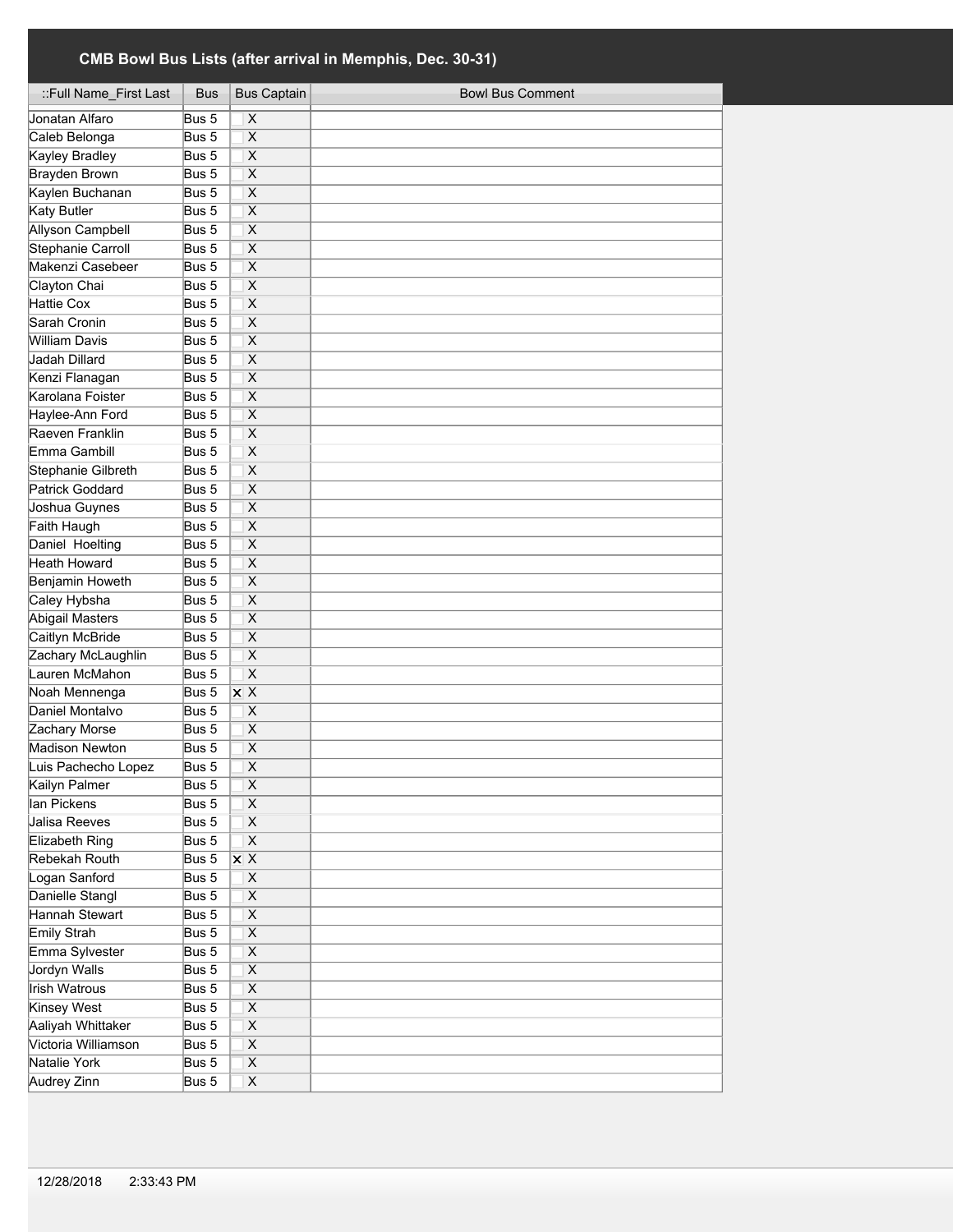## CMB Bowl Bus Lists (after arrival in Memphis, Dec. 30-31)

| ::Full Name_First Last | Bus | Bus Captain | Bowl Bus Comment |
|---|---|---|---|
| Jonatan Alfaro | Bus 5 | ☐ X | |
| Caleb Belonga | Bus 5 | ☐ X | |
| Kayley Bradley | Bus 5 | ☐ X | |
| Brayden Brown | Bus 5 | ☐ X | |
| Kaylen Buchanan | Bus 5 | ☐ X | |
| Katy Butler | Bus 5 | ☐ X | |
| Allyson Campbell | Bus 5 | ☐ X | |
| Stephanie Carroll | Bus 5 | ☐ X | |
| Makenzi Casebeer | Bus 5 | ☐ X | |
| Clayton Chai | Bus 5 | ☐ X | |
| Hattie Cox | Bus 5 | ☐ X | |
| Sarah Cronin | Bus 5 | ☐ X | |
| William Davis | Bus 5 | ☐ X | |
| Jadah Dillard | Bus 5 | ☐ X | |
| Kenzi Flanagan | Bus 5 | ☐ X | |
| Karolana Foister | Bus 5 | ☐ X | |
| Haylee-Ann Ford | Bus 5 | ☐ X | |
| Raeven Franklin | Bus 5 | ☐ X | |
| Emma Gambill | Bus 5 | ☐ X | |
| Stephanie Gilbreth | Bus 5 | ☐ X | |
| Patrick Goddard | Bus 5 | ☐ X | |
| Joshua Guynes | Bus 5 | ☐ X | |
| Faith Haugh | Bus 5 | ☐ X | |
| Daniel Hoelting | Bus 5 | ☐ X | |
| Heath Howard | Bus 5 | ☐ X | |
| Benjamin Howeth | Bus 5 | ☐ X | |
| Caley Hybsha | Bus 5 | ☐ X | |
| Abigail Masters | Bus 5 | ☐ X | |
| Caitlyn McBride | Bus 5 | ☐ X | |
| Zachary McLaughlin | Bus 5 | ☐ X | |
| Lauren McMahon | Bus 5 | ☐ X | |
| Noah Mennenga | Bus 5 | ☒ X | |
| Daniel Montalvo | Bus 5 | ☐ X | |
| Zachary Morse | Bus 5 | ☐ X | |
| Madison Newton | Bus 5 | ☐ X | |
| Luis Pachecho Lopez | Bus 5 | ☐ X | |
| Kailyn Palmer | Bus 5 | ☐ X | |
| Ian Pickens | Bus 5 | ☐ X | |
| Jalisa Reeves | Bus 5 | ☐ X | |
| Elizabeth Ring | Bus 5 | ☐ X | |
| Rebekah Routh | Bus 5 | ☒ X | |
| Logan Sanford | Bus 5 | ☐ X | |
| Danielle Stangl | Bus 5 | ☐ X | |
| Hannah Stewart | Bus 5 | ☐ X | |
| Emily Strah | Bus 5 | ☐ X | |
| Emma Sylvester | Bus 5 | ☐ X | |
| Jordyn Walls | Bus 5 | ☐ X | |
| Irish Watrous | Bus 5 | ☐ X | |
| Kinsey West | Bus 5 | ☐ X | |
| Aaliyah Whittaker | Bus 5 | ☐ X | |
| Victoria Williamson | Bus 5 | ☐ X | |
| Natalie York | Bus 5 | ☐ X | |
| Audrey Zinn | Bus 5 | ☐ X | |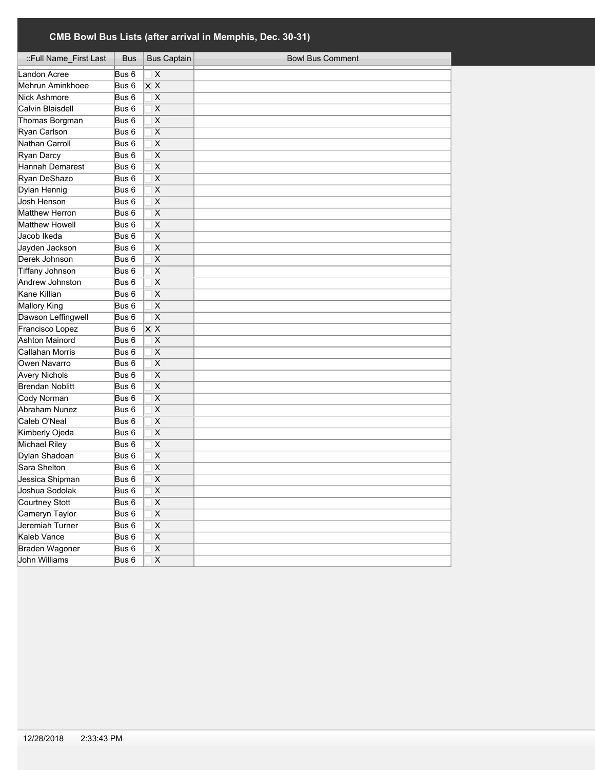# CMB Bowl Bus Lists (after arrival in Memphis, Dec. 30-31)

| ::Full Name_First Last | Bus | Bus Captain | Bowl Bus Comment |
|---|---|---|---|
| Landon Acree | Bus 6 | X | |
| Mehrun Aminkhoee | Bus 6 | x X | |
| Nick Ashmore | Bus 6 | X | |
| Calvin Blaisdell | Bus 6 | X | |
| Thomas Borgman | Bus 6 | X | |
| Ryan Carlson | Bus 6 | X | |
| Nathan Carroll | Bus 6 | X | |
| Ryan Darcy | Bus 6 | X | |
| Hannah Demarest | Bus 6 | X | |
| Ryan DeShazo | Bus 6 | X | |
| Dylan Hennig | Bus 6 | X | |
| Josh Henson | Bus 6 | X | |
| Matthew Herron | Bus 6 | X | |
| Matthew Howell | Bus 6 | X | |
| Jacob Ikeda | Bus 6 | X | |
| Jayden Jackson | Bus 6 | X | |
| Derek Johnson | Bus 6 | X | |
| Tiffany Johnson | Bus 6 | X | |
| Andrew Johnston | Bus 6 | X | |
| Kane Killian | Bus 6 | X | |
| Mallory King | Bus 6 | X | |
| Dawson Leffingwell | Bus 6 | X | |
| Francisco Lopez | Bus 6 | x X | |
| Ashton Mainord | Bus 6 | X | |
| Callahan Morris | Bus 6 | X | |
| Owen Navarro | Bus 6 | X | |
| Avery Nichols | Bus 6 | X | |
| Brendan Noblitt | Bus 6 | X | |
| Cody Norman | Bus 6 | X | |
| Abraham Nunez | Bus 6 | X | |
| Caleb O'Neal | Bus 6 | X | |
| Kimberly Ojeda | Bus 6 | X | |
| Michael Riley | Bus 6 | X | |
| Dylan Shadoan | Bus 6 | X | |
| Sara Shelton | Bus 6 | X | |
| Jessica Shipman | Bus 6 | X | |
| Joshua Sodolak | Bus 6 | X | |
| Courtney Stott | Bus 6 | X | |
| Cameryn Taylor | Bus 6 | X | |
| Jeremiah Turner | Bus 6 | X | |
| Kaleb Vance | Bus 6 | X | |
| Braden Wagoner | Bus 6 | X | |
| John Williams | Bus 6 | X | |

12/28/2018 2:33:43 PM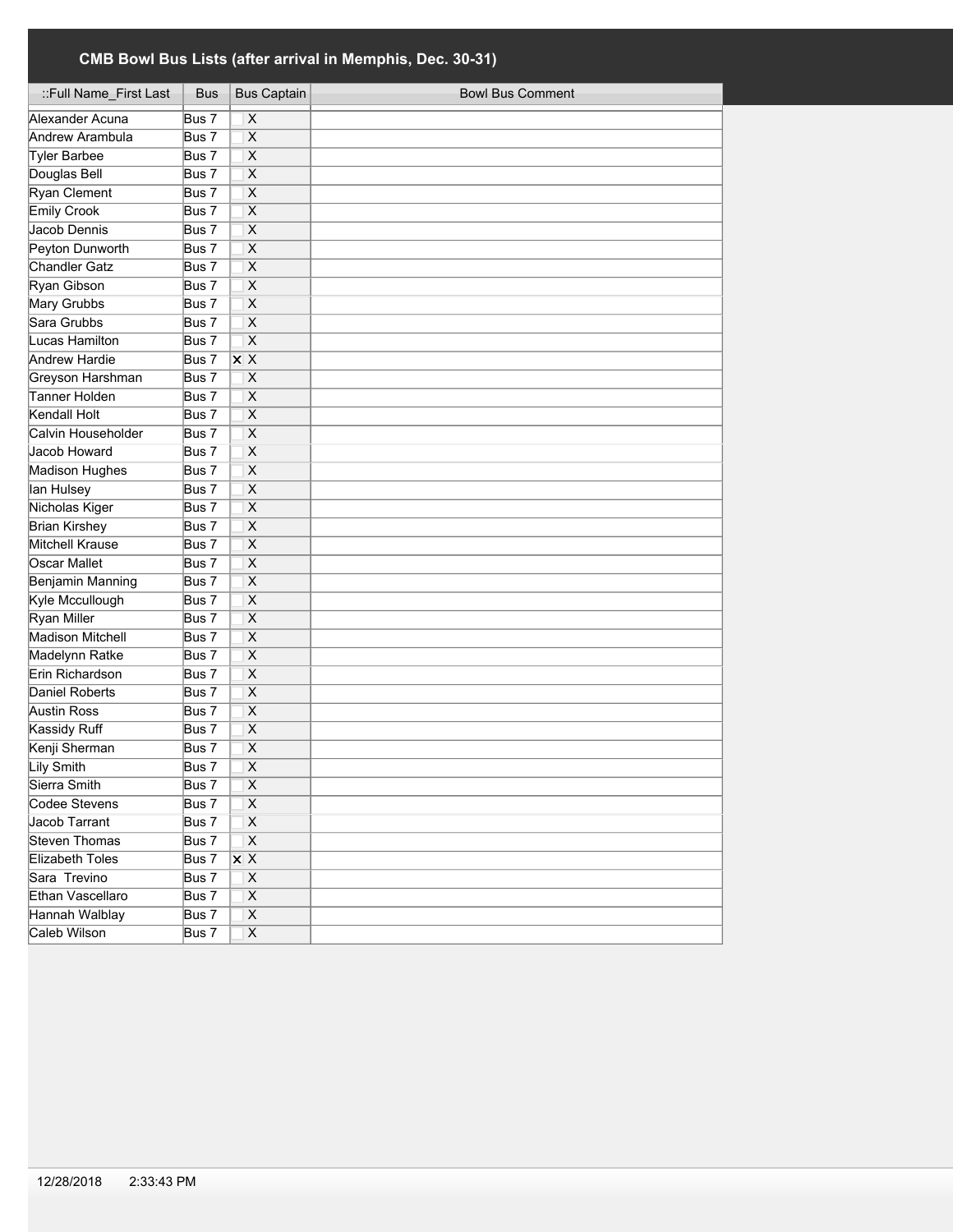## CMB Bowl Bus Lists (after arrival in Memphis, Dec. 30-31)

| ::Full Name_First Last | Bus | Bus Captain | Bowl Bus Comment |
|---|---|---|---|
| Alexander Acuna | Bus 7 | X | |
| Andrew Arambula | Bus 7 | X | |
| Tyler Barbee | Bus 7 | X | |
| Douglas Bell | Bus 7 | X | |
| Ryan Clement | Bus 7 | X | |
| Emily Crook | Bus 7 | X | |
| Jacob Dennis | Bus 7 | X | |
| Peyton Dunworth | Bus 7 | X | |
| Chandler Gatz | Bus 7 | X | |
| Ryan Gibson | Bus 7 | X | |
| Mary Grubbs | Bus 7 | X | |
| Sara Grubbs | Bus 7 | X | |
| Lucas Hamilton | Bus 7 | X | |
| Andrew Hardie | Bus 7 | ✕ X | |
| Greyson Harshman | Bus 7 | X | |
| Tanner Holden | Bus 7 | X | |
| Kendall Holt | Bus 7 | X | |
| Calvin Householder | Bus 7 | X | |
| Jacob Howard | Bus 7 | X | |
| Madison Hughes | Bus 7 | X | |
| Ian Hulsey | Bus 7 | X | |
| Nicholas Kiger | Bus 7 | X | |
| Brian Kirshey | Bus 7 | X | |
| Mitchell Krause | Bus 7 | X | |
| Oscar Mallet | Bus 7 | X | |
| Benjamin Manning | Bus 7 | X | |
| Kyle Mccullough | Bus 7 | X | |
| Ryan Miller | Bus 7 | X | |
| Madison Mitchell | Bus 7 | X | |
| Madelynn Ratke | Bus 7 | X | |
| Erin Richardson | Bus 7 | X | |
| Daniel Roberts | Bus 7 | X | |
| Austin Ross | Bus 7 | X | |
| Kassidy Ruff | Bus 7 | X | |
| Kenji Sherman | Bus 7 | X | |
| Lily Smith | Bus 7 | X | |
| Sierra Smith | Bus 7 | X | |
| Codee Stevens | Bus 7 | X | |
| Jacob Tarrant | Bus 7 | X | |
| Steven Thomas | Bus 7 | X | |
| Elizabeth Toles | Bus 7 | ✕ X | |
| Sara Trevino | Bus 7 | X | |
| Ethan Vascellaro | Bus 7 | X | |
| Hannah Walblay | Bus 7 | X | |
| Caleb Wilson | Bus 7 | X | |

12/28/2018 2:33:43 PM